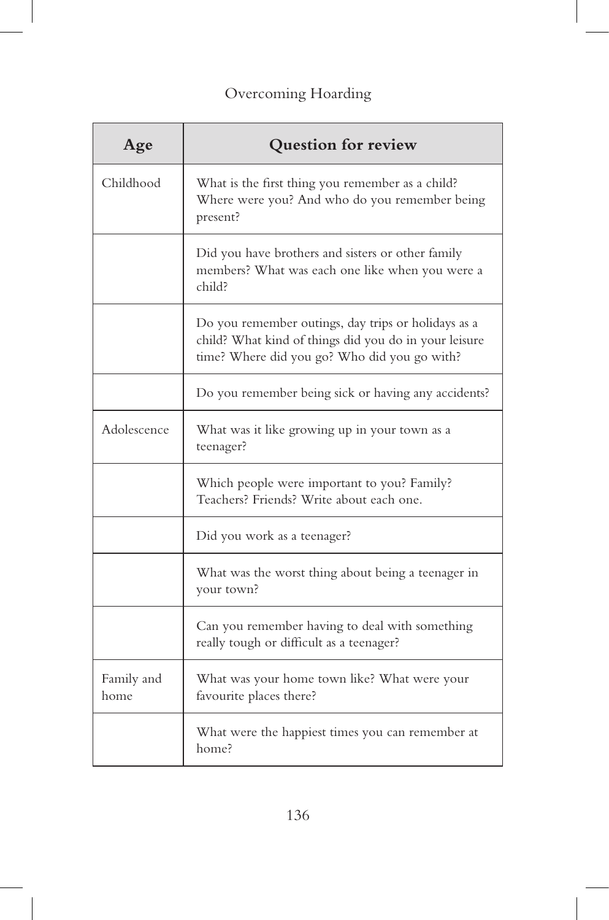| Age | Question for review |
|---|---|
| Childhood | What is the first thing you remember as a child? Where were you? And who do you remember being present? |
| | Did you have brothers and sisters or other family members? What was each one like when you were a child? |
| | Do you remember outings, day trips or holidays as a child? What kind of things did you do in your leisure time? Where did you go? Who did you go with? |
| | Do you remember being sick or having any accidents? |
| Adolescence | What was it like growing up in your town as a teenager? |
| | Which people were important to you? Family? Teachers? Friends? Write about each one. |
| | Did you work as a teenager? |
| | What was the worst thing about being a teenager in your town? |
| | Can you remember having to deal with something really tough or difficult as a teenager? |
| Family and home | What was your home town like? What were your favourite places there? |
| | What were the happiest times you can remember at home? |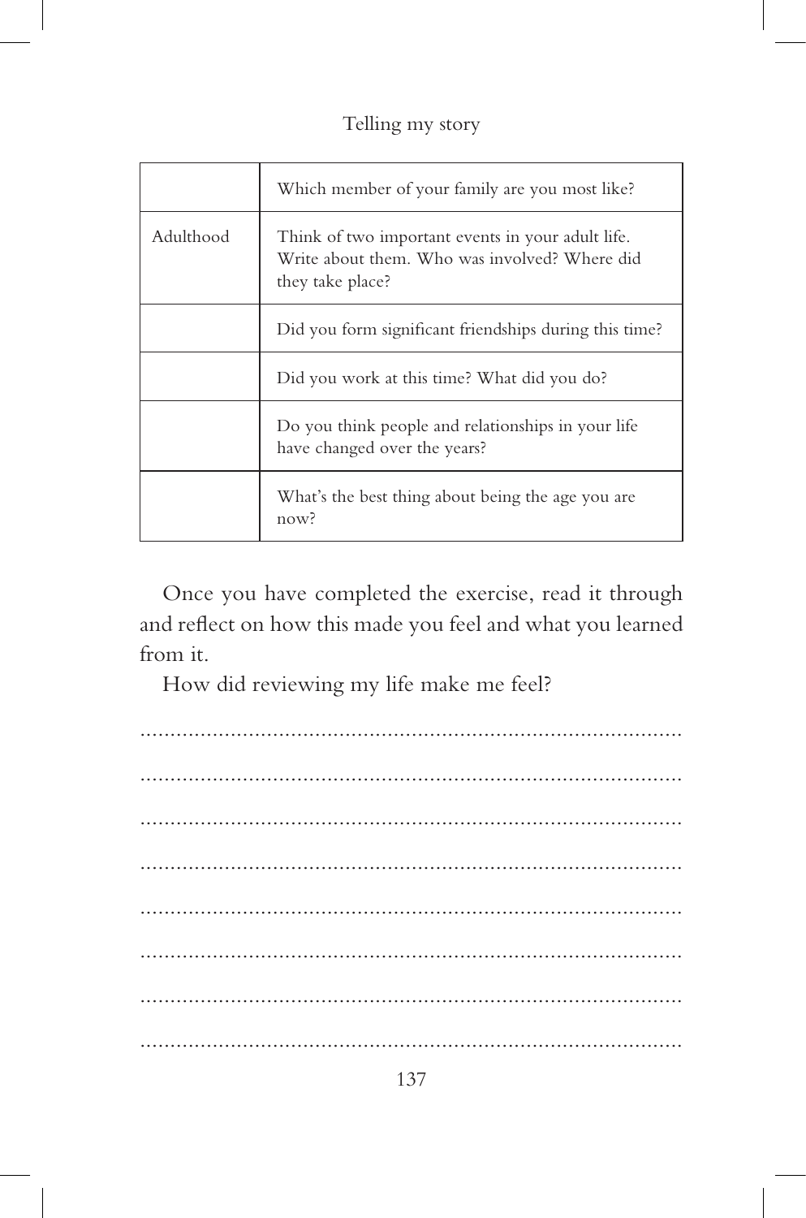| | |
|---|---|
| | Which member of your family are you most like? |
| Adulthood | Think of two important events in your adult life. Write about them. Who was involved? Where did they take place? |
| | Did you form significant friendships during this time? |
| | Did you work at this time? What did you do? |
| | Do you think people and relationships in your life have changed over the years? |
| | What's the best thing about being the age you are now? |

Once you have completed the exercise, read it through and reflect on how this made you feel and what you learned from it.

How did reviewing my life make me feel?

..........................................................................................

..........................................................................................

..........................................................................................

..........................................................................................

..........................................................................................

..........................................................................................

..........................................................................................

..........................................................................................